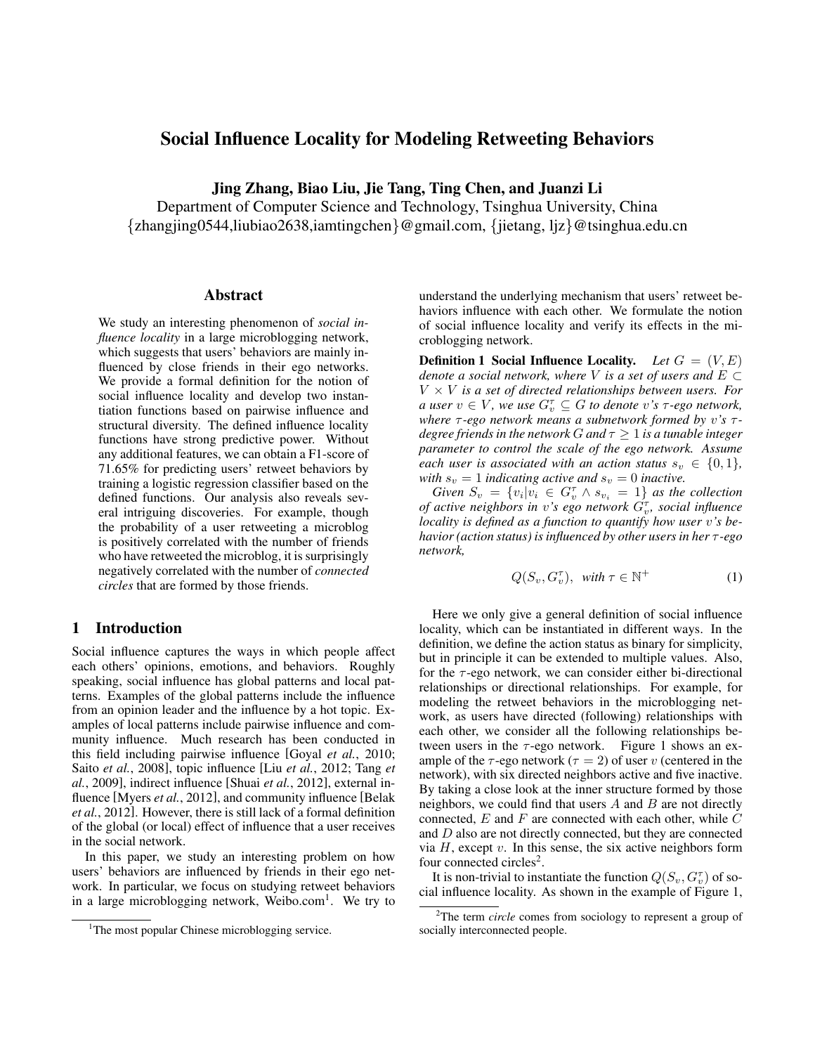# Social Influence Locality for Modeling Retweeting Behaviors

**Jing Zhang, Biao Liu, Jie Tang, Ting Chen, and Juanzi Li**

Department of Computer Science and Technology, Tsinghua University, China
{zhangjing0544,liubiao2638,iamtingchen}@gmail.com, {jietang, ljz}@tsinghua.edu.cn

## Abstract

We study an interesting phenomenon of *social influence locality* in a large microblogging network, which suggests that users' behaviors are mainly influenced by close friends in their ego networks. We provide a formal definition for the notion of social influence locality and develop two instantiation functions based on pairwise influence and structural diversity. The defined influence locality functions have strong predictive power. Without any additional features, we can obtain a F1-score of 71.65% for predicting users' retweet behaviors by training a logistic regression classifier based on the defined functions. Our analysis also reveals several intriguing discoveries. For example, though the probability of a user retweeting a microblog is positively correlated with the number of friends who have retweeted the microblog, it is surprisingly negatively correlated with the number of *connected circles* that are formed by those friends.

## 1 Introduction

Social influence captures the ways in which people affect each others' opinions, emotions, and behaviors. Roughly speaking, social influence has global patterns and local patterns. Examples of the global patterns include the influence from an opinion leader and the influence by a hot topic. Examples of local patterns include pairwise influence and community influence. Much research has been conducted in this field including pairwise influence [Goyal *et al.*, 2010; Saito *et al.*, 2008], topic influence [Liu *et al.*, 2012; Tang *et al.*, 2009], indirect influence [Shuai *et al.*, 2012], external influence [Myers *et al.*, 2012], and community influence [Belak *et al.*, 2012]. However, there is still lack of a formal definition of the global (or local) effect of influence that a user receives in the social network.

In this paper, we study an interesting problem on how users' behaviors are influenced by friends in their ego network. In particular, we focus on studying retweet behaviors in a large microblogging network, Weibo.com[1]. We try to understand the underlying mechanism that users' retweet behaviors influence with each other. We formulate the notion of social influence locality and verify its effects in the microblogging network.

**Definition 1 Social Influence Locality.** *Let $G = (V, E)$ denote a social network, where $V$ is a set of users and $E \subset V \times V$ is a set of directed relationships between users. For a user $v \in V$, we use $G_v^\tau \subseteq G$ to denote $v$'s $\tau$-ego network, where $\tau$-ego network means a subnetwork formed by $v$'s $\tau$-degree friends in the network $G$ and $\tau \geq 1$ is a tunable integer parameter to control the scale of the ego network. Assume each user is associated with an action status $s_v \in \{0, 1\}$, with $s_v = 1$ indicating active and $s_v = 0$ inactive.*

*Given $S_v = \{v_i | v_i \in G_v^\tau \wedge s_{v_i} = 1\}$ as the collection of active neighbors in $v$'s ego network $G_v^\tau$, social influence locality is defined as a function to quantify how user $v$'s behavior (action status) is influenced by other users in her $\tau$-ego network,*

$$Q(S_v, G_v^\tau), \text{ with } \tau \in \mathbb{N}^+ \quad (1)$$

Here we only give a general definition of social influence locality, which can be instantiated in different ways. In the definition, we define the action status as binary for simplicity, but in principle it can be extended to multiple values. Also, for the $\tau$-ego network, we can consider either bi-directional relationships or directional relationships. For example, for modeling the retweet behaviors in the microblogging network, as users have directed (following) relationships with each other, we consider all the following relationships between users in the $\tau$-ego network. Figure 1 shows an example of the $\tau$-ego network ($\tau = 2$) of user $v$ (centered in the network), with six directed neighbors active and five inactive. By taking a close look at the inner structure formed by those neighbors, we could find that users $A$ and $B$ are not directly connected, $E$ and $F$ are connected with each other, while $C$ and $D$ also are not directly connected, but they are connected via $H$, except $v$. In this sense, the six active neighbors form four connected circles[2].

It is non-trivial to instantiate the function $Q(S_v, G_v^\tau)$ of social influence locality. As shown in the example of Figure 1,

[1] The most popular Chinese microblogging service.

[2] The term *circle* comes from sociology to represent a group of socially interconnected people.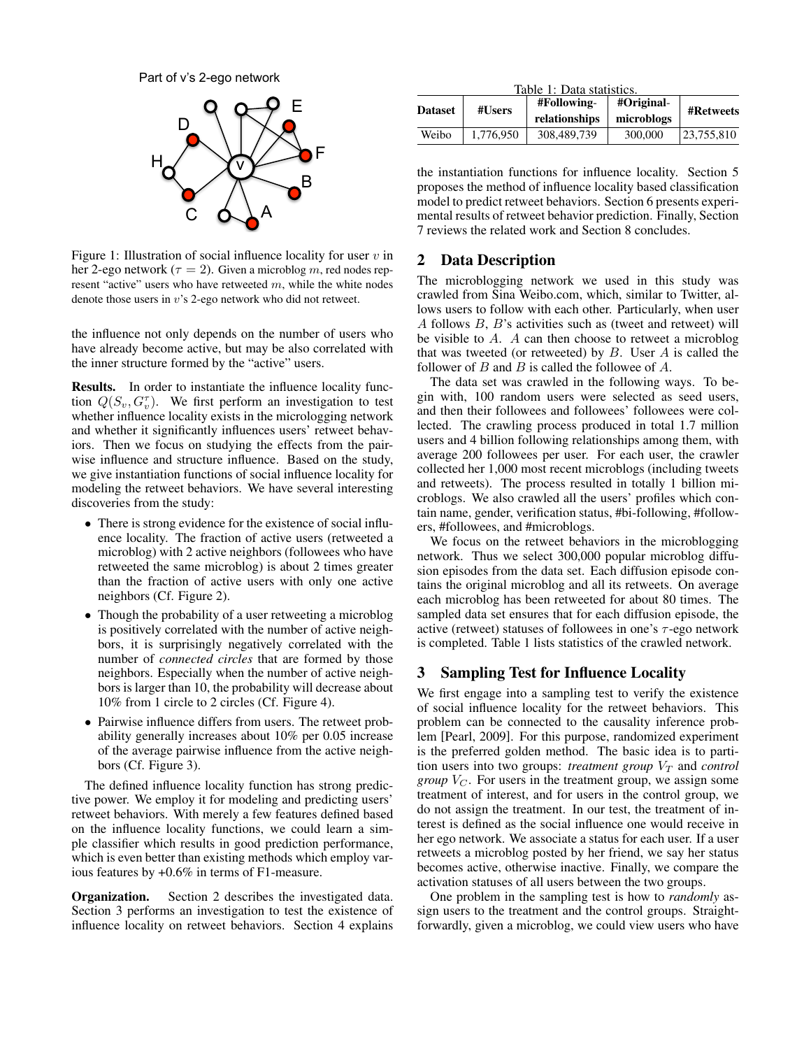Part of v's 2-ego network

Figure 1: Illustration of social influence locality for user $v$ in her 2-ego network ($\tau = 2$). Given a microblog $m$, red nodes represent "active" users who have retweeted $m$, while the white nodes denote those users in $v$'s 2-ego network who did not retweet.

the influence not only depends on the number of users who have already become active, but may be also correlated with the inner structure formed by the "active" users.

**Results.** In order to instantiate the influence locality function $Q(S_v, G_v^\tau)$. We first perform an investigation to test whether influence locality exists in the micrologging network and whether it significantly influences users' retweet behaviors. Then we focus on studying the effects from the pairwise influence and structure influence. Based on the study, we give instantiation functions of social influence locality for modeling the retweet behaviors. We have several interesting discoveries from the study:

- There is strong evidence for the existence of social influence locality. The fraction of active users (retweeted a microblog) with 2 active neighbors (followees who have retweeted the same microblog) is about 2 times greater than the fraction of active users with only one active neighbors (Cf. Figure 2).
- Though the probability of a user retweeting a microblog is positively correlated with the number of active neighbors, it is surprisingly negatively correlated with the number of *connected circles* that are formed by those neighbors. Especially when the number of active neighbors is larger than 10, the probability will decrease about 10% from 1 circle to 2 circles (Cf. Figure 4).
- Pairwise influence differs from users. The retweet probability generally increases about 10% per 0.05 increase of the average pairwise influence from the active neighbors (Cf. Figure 3).

The defined influence locality function has strong predictive power. We employ it for modeling and predicting users' retweet behaviors. With merely a few features defined based on the influence locality functions, we could learn a simple classifier which results in good prediction performance, which is even better than existing methods which employ various features by +0.6% in terms of F1-measure.

**Organization.** Section 2 describes the investigated data. Section 3 performs an investigation to test the existence of influence locality on retweet behaviors. Section 4 explains the instantiation functions for influence locality. Section 5 proposes the method of influence locality based classification model to predict retweet behaviors. Section 6 presents experimental results of retweet behavior prediction. Finally, Section 7 reviews the related work and Section 8 concludes.

Table 1: Data statistics.

| Dataset | #Users | #Following-relationships | #Original-microblogs | #Retweets |
| --- | --- | --- | --- | --- |
| Weibo | 1,776,950 | 308,489,739 | 300,000 | 23,755,810 |

## 2 Data Description

The microblogging network we used in this study was crawled from Sina Weibo.com, which, similar to Twitter, allows users to follow with each other. Particularly, when user $A$ follows $B$, $B$'s activities such as (tweet and retweet) will be visible to $A$. $A$ can then choose to retweet a microblog that was tweeted (or retweeted) by $B$. User $A$ is called the follower of $B$ and $B$ is called the followee of $A$.

The data set was crawled in the following ways. To begin with, 100 random users were selected as seed users, and then their followees and followees' followees were collected. The crawling process produced in total 1.7 million users and 4 billion following relationships among them, with average 200 followees per user. For each user, the crawler collected her 1,000 most recent microblogs (including tweets and retweets). The process resulted in totally 1 billion microblogs. We also crawled all the users' profiles which contain name, gender, verification status, #bi-following, #followers, #followees, and #microblogs.

We focus on the retweet behaviors in the microblogging network. Thus we select 300,000 popular microblog diffusion episodes from the data set. Each diffusion episode contains the original microblog and all its retweets. On average each microblog has been retweeted for about 80 times. The sampled data set ensures that for each diffusion episode, the active (retweet) statuses of followees in one's $\tau$-ego network is completed. Table 1 lists statistics of the crawled network.

## 3 Sampling Test for Influence Locality

We first engage into a sampling test to verify the existence of social influence locality for the retweet behaviors. This problem can be connected to the causality inference problem [Pearl, 2009]. For this purpose, randomized experiment is the preferred golden method. The basic idea is to partition users into two groups: *treatment group* $V_T$ and *control group* $V_C$. For users in the treatment group, we assign some treatment of interest, and for users in the control group, we do not assign the treatment. In our test, the treatment of interest is defined as the social influence one would receive in her ego network. We associate a status for each user. If a user retweets a microblog posted by her friend, we say her status becomes active, otherwise inactive. Finally, we compare the activation statuses of all users between the two groups.

One problem in the sampling test is how to *randomly* assign users to the treatment and the control groups. Straightforwardly, given a microblog, we could view users who have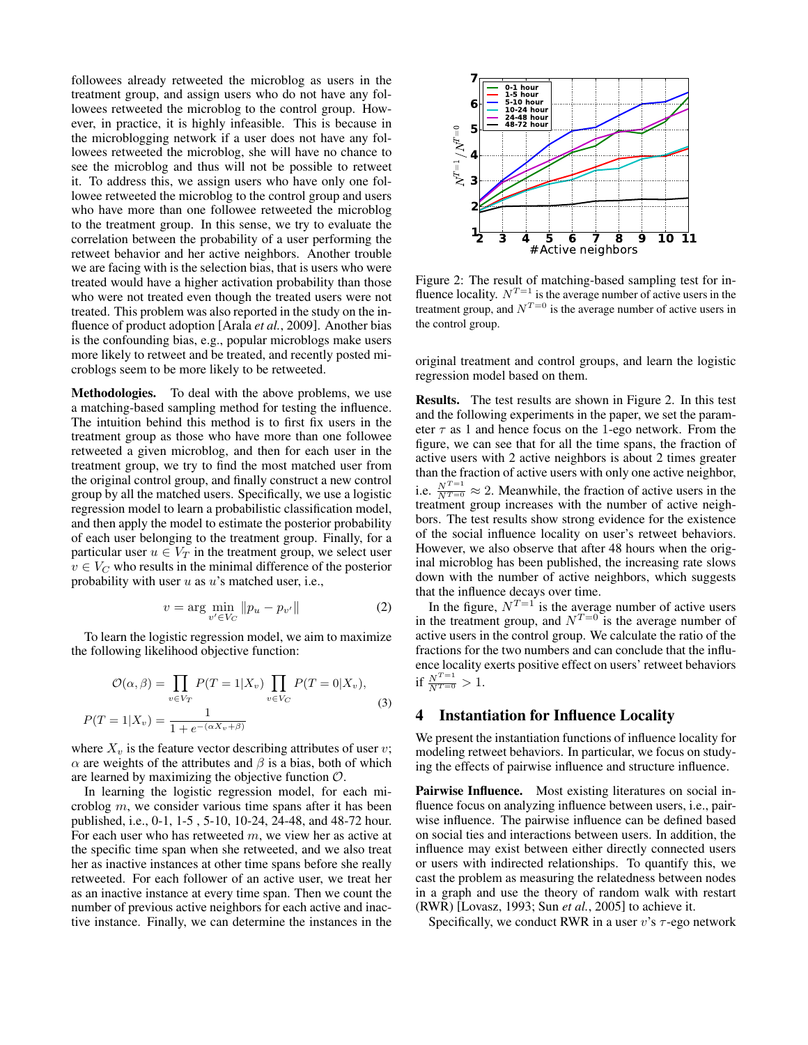followees already retweeted the microblog as users in the treatment group, and assign users who do not have any followees retweeted the microblog to the control group. However, in practice, it is highly infeasible. This is because in the microblogging network if a user does not have any followees retweeted the microblog, she will have no chance to see the microblog and thus will not be possible to retweet it. To address this, we assign users who have only one followee retweeted the microblog to the control group and users who have more than one followee retweeted the microblog to the treatment group. In this sense, we try to evaluate the correlation between the probability of a user performing the retweet behavior and her active neighbors. Another trouble we are facing with is the selection bias, that is users who were treated would have a higher activation probability than those who were not treated even though the treated users were not treated. This problem was also reported in the study on the influence of product adoption [Arala *et al.*, 2009]. Another bias is the confounding bias, e.g., popular microblogs make users more likely to retweet and be treated, and recently posted microblogs seem to be more likely to be retweeted.

**Methodologies.** To deal with the above problems, we use a matching-based sampling method for testing the influence. The intuition behind this method is to first fix users in the treatment group as those who have more than one followee retweeted a given microblog, and then for each user in the treatment group, we try to find the most matched user from the original control group, and finally construct a new control group by all the matched users. Specifically, we use a logistic regression model to learn a probabilistic classification model, and then apply the model to estimate the posterior probability of each user belonging to the treatment group. Finally, for a particular user $u \in V_T$ in the treatment group, we select user $v \in V_C$ who results in the minimal difference of the posterior probability with user $u$ as $u$'s matched user, i.e.,

$$v = \arg \min_{v' \in V_C} \|p_u - p_{v'}\| \tag{2}$$

To learn the logistic regression model, we aim to maximize the following likelihood objective function:

$$\mathcal{O}(\alpha, \beta) = \prod_{v \in V_T} P(T=1|X_v) \prod_{v \in V_C} P(T=0|X_v),$$
$$P(T=1|X_v) = \frac{1}{1 + e^{-(\alpha X_v + \beta)}} \tag{3}$$

where $X_v$ is the feature vector describing attributes of user $v$; $\alpha$ are weights of the attributes and $\beta$ is a bias, both of which are learned by maximizing the objective function $\mathcal{O}$.

In learning the logistic regression model, for each microblog $m$, we consider various time spans after it has been published, i.e., 0-1, 1-5 , 5-10, 10-24, 24-48, and 48-72 hour. For each user who has retweeted $m$, we view her as active at the specific time span when she retweeted, and we also treat her as inactive instances at other time spans before she really retweeted. For each follower of an active user, we treat her as an inactive instance at every time span. Then we count the number of previous active neighbors for each active and inactive instance. Finally, we can determine the instances in the original treatment and control groups, and learn the logistic regression model based on them.

Figure 2: The result of matching-based sampling test for influence locality. $N^{T=1}$ is the average number of active users in the treatment group, and $N^{T=0}$ is the average number of active users in the control group.

**Results.** The test results are shown in Figure 2. In this test and the following experiments in the paper, we set the parameter $\tau$ as 1 and hence focus on the 1-ego network. From the figure, we can see that for all the time spans, the fraction of active users with 2 active neighbors is about 2 times greater than the fraction of active users with only one active neighbor, i.e. $\frac{N^{T=1}}{N^{T=0}} \approx 2$. Meanwhile, the fraction of active users in the treatment group increases with the number of active neighbors. The test results show strong evidence for the existence of the social influence locality on user's retweet behaviors. However, we also observe that after 48 hours when the original microblog has been published, the increasing rate slows down with the number of active neighbors, which suggests that the influence decays over time.

In the figure, $N^{T=1}$ is the average number of active users in the treatment group, and $N^{T=0}$ is the average number of active users in the control group. We calculate the ratio of the fractions for the two numbers and can conclude that the influence locality exerts positive effect on users' retweet behaviors if $\frac{N^{T=1}}{N^{T=0}} > 1$.

## 4 Instantiation for Influence Locality

We present the instantiation functions of influence locality for modeling retweet behaviors. In particular, we focus on studying the effects of pairwise influence and structure influence.

**Pairwise Influence.** Most existing literatures on social influence focus on analyzing influence between users, i.e., pairwise influence. The pairwise influence can be defined based on social ties and interactions between users. In addition, the influence may exist between either directly connected users or users with indirected relationships. To quantify this, we cast the problem as measuring the relatedness between nodes in a graph and use the theory of random walk with restart (RWR) [Lovasz, 1993; Sun *et al.*, 2005] to achieve it.

Specifically, we conduct RWR in a user $v$'s $\tau$-ego network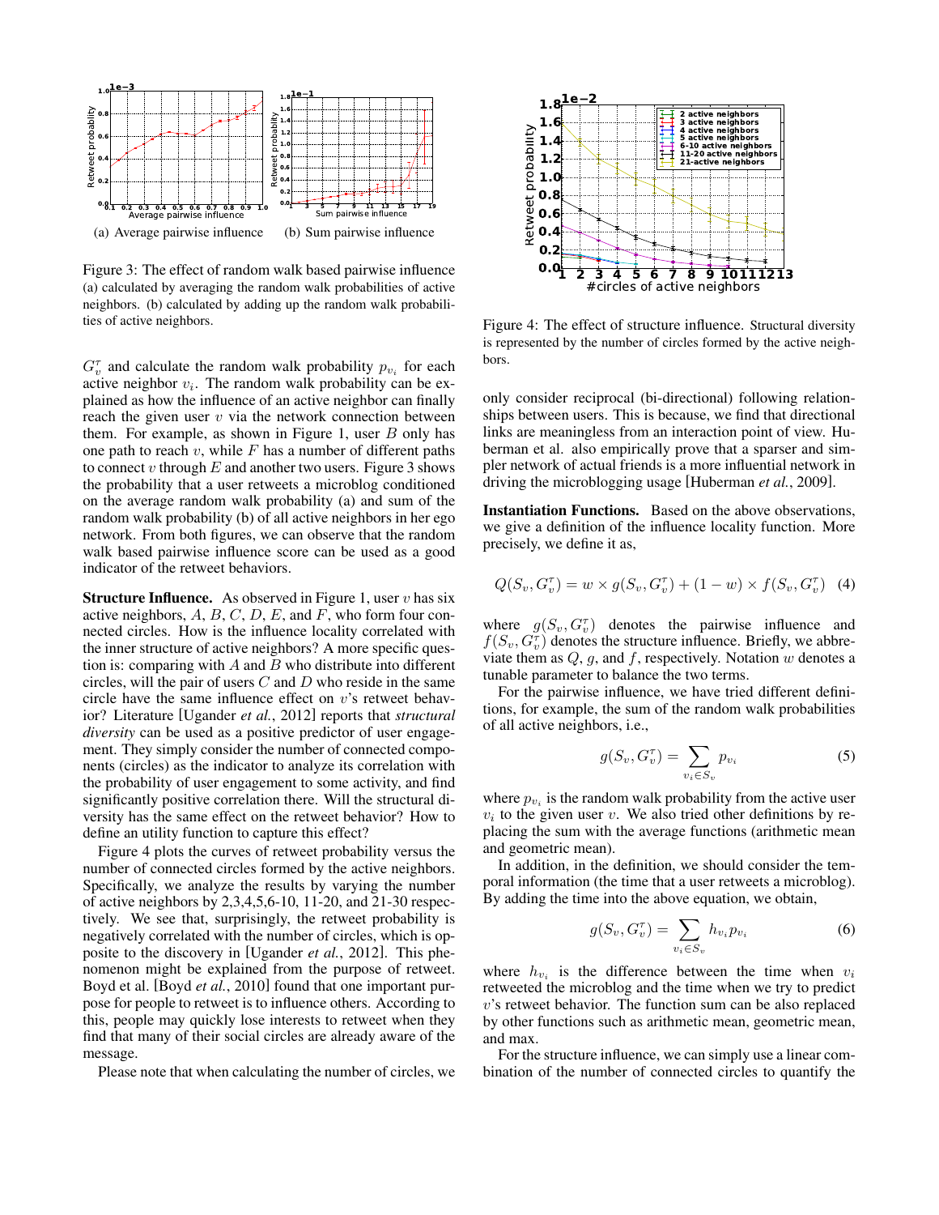Figure 3: The effect of random walk based pairwise influence (a) calculated by averaging the random walk probabilities of active neighbors. (b) calculated by adding up the random walk probabilities of active neighbors.

(a) Average pairwise influence

(b) Sum pairwise influence

$G_v^\tau$ and calculate the random walk probability $p_{v_i}$ for each active neighbor $v_i$. The random walk probability can be explained as how the influence of an active neighbor can finally reach the given user $v$ via the network connection between them. For example, as shown in Figure 1, user $B$ only has one path to reach $v$, while $F$ has a number of different paths to connect $v$ through $E$ and another two users. Figure 3 shows the probability that a user retweets a microblog conditioned on the average random walk probability (a) and sum of the random walk probability (b) of all active neighbors in her ego network. From both figures, we can observe that the random walk based pairwise influence score can be used as a good indicator of the retweet behaviors.

**Structure Influence.** As observed in Figure 1, user $v$ has six active neighbors, $A$, $B$, $C$, $D$, $E$, and $F$, who form four connected circles. How is the influence locality correlated with the inner structure of active neighbors? A more specific question is: comparing with $A$ and $B$ who distribute into different circles, will the pair of users $C$ and $D$ who reside in the same circle have the same influence effect on $v$'s retweet behavior? Literature [Ugander *et al.*, 2012] reports that *structural diversity* can be used as a positive predictor of user engagement. They simply consider the number of connected components (circles) as the indicator to analyze its correlation with the probability of user engagement to some activity, and find significantly positive correlation there. Will the structural diversity has the same effect on the retweet behavior? How to define an utility function to capture this effect?

Figure 4 plots the curves of retweet probability versus the number of connected circles formed by the active neighbors. Specifically, we analyze the results by varying the number of active neighbors by 2,3,4,5,6-10, 11-20, and 21-30 respectively. We see that, surprisingly, the retweet probability is negatively correlated with the number of circles, which is opposite to the discovery in [Ugander *et al.*, 2012]. This phenomenon might be explained from the purpose of retweet. Boyd et al. [Boyd *et al.*, 2010] found that one important purpose for people to retweet is to influence others. According to this, people may quickly lose interests to retweet when they find that many of their social circles are already aware of the message.

Please note that when calculating the number of circles, we only consider reciprocal (bi-directional) following relationships between users. This is because, we find that directional links are meaningless from an interaction point of view. Huberman et al. also empirically prove that a sparser and simpler network of actual friends is a more influential network in driving the microblogging usage [Huberman *et al.*, 2009].

Figure 4: The effect of structure influence. Structural diversity is represented by the number of circles formed by the active neighbors.

**Instantiation Functions.** Based on the above observations, we give a definition of the influence locality function. More precisely, we define it as,

$$Q(S_v, G_v^\tau) = w \times g(S_v, G_v^\tau) + (1 - w) \times f(S_v, G_v^\tau) \quad (4)$$

where $g(S_v, G_v^\tau)$ denotes the pairwise influence and $f(S_v, G_v^\tau)$ denotes the structure influence. Briefly, we abbreviate them as $Q$, $g$, and $f$, respectively. Notation $w$ denotes a tunable parameter to balance the two terms.

For the pairwise influence, we have tried different definitions, for example, the sum of the random walk probabilities of all active neighbors, i.e.,

$$g(S_v, G_v^\tau) = \sum_{v_i \in S_v} p_{v_i} \quad (5)$$

where $p_{v_i}$ is the random walk probability from the active user $v_i$ to the given user $v$. We also tried other definitions by replacing the sum with the average functions (arithmetic mean and geometric mean).

In addition, in the definition, we should consider the temporal information (the time that a user retweets a microblog). By adding the time into the above equation, we obtain,

$$g(S_v, G_v^\tau) = \sum_{v_i \in S_v} h_{v_i} p_{v_i} \quad (6)$$

where $h_{v_i}$ is the difference between the time when $v_i$ retweeted the microblog and the time when we try to predict $v$'s retweet behavior. The function sum can be also replaced by other functions such as arithmetic mean, geometric mean, and max.

For the structure influence, we can simply use a linear combination of the number of connected circles to quantify the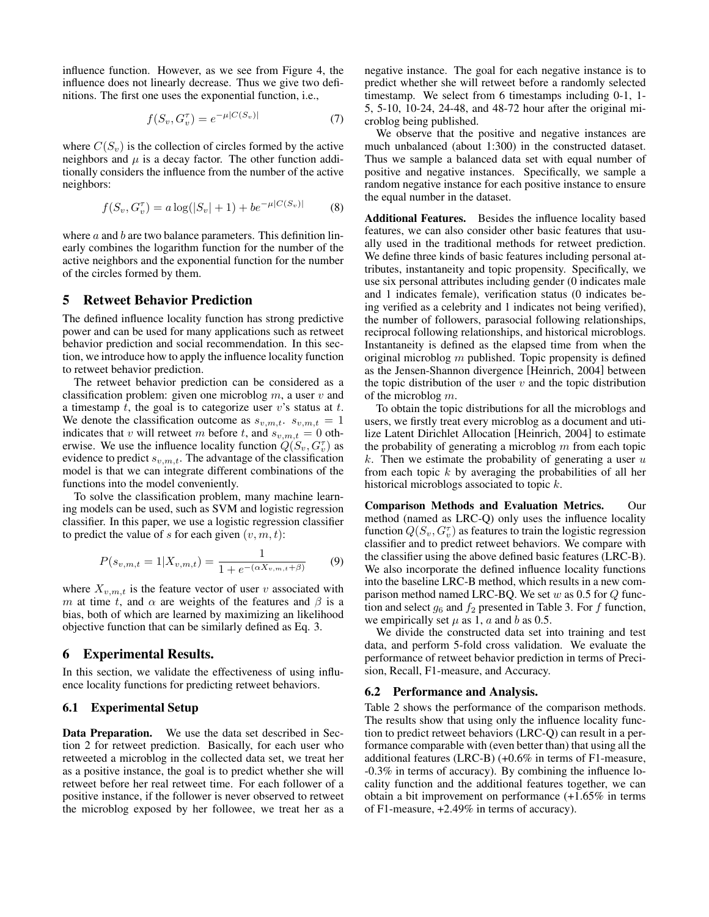influence function. However, as we see from Figure 4, the influence does not linearly decrease. Thus we give two definitions. The first one uses the exponential function, i.e.,

$$f(S_v, G_v^\tau) = e^{-\mu|C(S_v)|} \tag{7}$$

where $C(S_v)$ is the collection of circles formed by the active neighbors and $\mu$ is a decay factor. The other function additionally considers the influence from the number of the active neighbors:

$$f(S_v, G_v^\tau) = a\log(|S_v| + 1) + be^{-\mu|C(S_v)|} \tag{8}$$

where $a$ and $b$ are two balance parameters. This definition linearly combines the logarithm function for the number of the active neighbors and the exponential function for the number of the circles formed by them.

## 5 Retweet Behavior Prediction

The defined influence locality function has strong predictive power and can be used for many applications such as retweet behavior prediction and social recommendation. In this section, we introduce how to apply the influence locality function to retweet behavior prediction.

The retweet behavior prediction can be considered as a classification problem: given one microblog $m$, a user $v$ and a timestamp $t$, the goal is to categorize user $v$'s status at $t$. We denote the classification outcome as $s_{v,m,t}$. $s_{v,m,t} = 1$ indicates that $v$ will retweet $m$ before $t$, and $s_{v,m,t} = 0$ otherwise. We use the influence locality function $Q(S_v, G_v^\tau)$ as evidence to predict $s_{v,m,t}$. The advantage of the classification model is that we can integrate different combinations of the functions into the model conveniently.

To solve the classification problem, many machine learning models can be used, such as SVM and logistic regression classifier. In this paper, we use a logistic regression classifier to predict the value of $s$ for each given $(v, m, t)$:

$$P(s_{v,m,t} = 1|X_{v,m,t}) = \frac{1}{1 + e^{-(\alpha X_{v,m,t} + \beta)}} \tag{9}$$

where $X_{v,m,t}$ is the feature vector of user $v$ associated with $m$ at time $t$, and $\alpha$ are weights of the features and $\beta$ is a bias, both of which are learned by maximizing an likelihood objective function that can be similarly defined as Eq. 3.

## 6 Experimental Results.

In this section, we validate the effectiveness of using influence locality functions for predicting retweet behaviors.

### 6.1 Experimental Setup

**Data Preparation.** We use the data set described in Section 2 for retweet prediction. Basically, for each user who retweeted a microblog in the collected data set, we treat her as a positive instance, the goal is to predict whether she will retweet before her real retweet time. For each follower of a positive instance, if the follower is never observed to retweet the microblog exposed by her followee, we treat her as a negative instance. The goal for each negative instance is to predict whether she will retweet before a randomly selected timestamp. We select from 6 timestamps including 0-1, 1-5, 5-10, 10-24, 24-48, and 48-72 hour after the original microblog being published.

We observe that the positive and negative instances are much unbalanced (about 1:300) in the constructed dataset. Thus we sample a balanced data set with equal number of positive and negative instances. Specifically, we sample a random negative instance for each positive instance to ensure the equal number in the dataset.

**Additional Features.** Besides the influence locality based features, we can also consider other basic features that usually used in the traditional methods for retweet prediction. We define three kinds of basic features including personal attributes, instantaneity and topic propensity. Specifically, we use six personal attributes including gender (0 indicates male and 1 indicates female), verification status (0 indicates being verified as a celebrity and 1 indicates not being verified), the number of followers, parasocial following relationships, reciprocal following relationships, and historical microblogs. Instantaneity is defined as the elapsed time from when the original microblog $m$ published. Topic propensity is defined as the Jensen-Shannon divergence [Heinrich, 2004] between the topic distribution of the user $v$ and the topic distribution of the microblog $m$.

To obtain the topic distributions for all the microblogs and users, we firstly treat every microblog as a document and utilize Latent Dirichlet Allocation [Heinrich, 2004] to estimate the probability of generating a microblog $m$ from each topic $k$. Then we estimate the probability of generating a user $u$ from each topic $k$ by averaging the probabilities of all her historical microblogs associated to topic $k$.

**Comparison Methods and Evaluation Metrics.** Our method (named as LRC-Q) only uses the influence locality function $Q(S_v, G_v^\tau)$ as features to train the logistic regression classifier and to predict retweet behaviors. We compare with the classifier using the above defined basic features (LRC-B). We also incorporate the defined influence locality functions into the baseline LRC-B method, which results in a new comparison method named LRC-BQ. We set $w$ as 0.5 for $Q$ function and select $g_6$ and $f_2$ presented in Table 3. For $f$ function, we empirically set $\mu$ as 1, $a$ and $b$ as 0.5.

We divide the constructed data set into training and test data, and perform 5-fold cross validation. We evaluate the performance of retweet behavior prediction in terms of Precision, Recall, F1-measure, and Accuracy.

### 6.2 Performance and Analysis.

Table 2 shows the performance of the comparison methods. The results show that using only the influence locality function to predict retweet behaviors (LRC-Q) can result in a performance comparable with (even better than) that using all the additional features (LRC-B) (+0.6% in terms of F1-measure, -0.3% in terms of accuracy). By combining the influence locality function and the additional features together, we can obtain a bit improvement on performance (+1.65% in terms of F1-measure, +2.49% in terms of accuracy).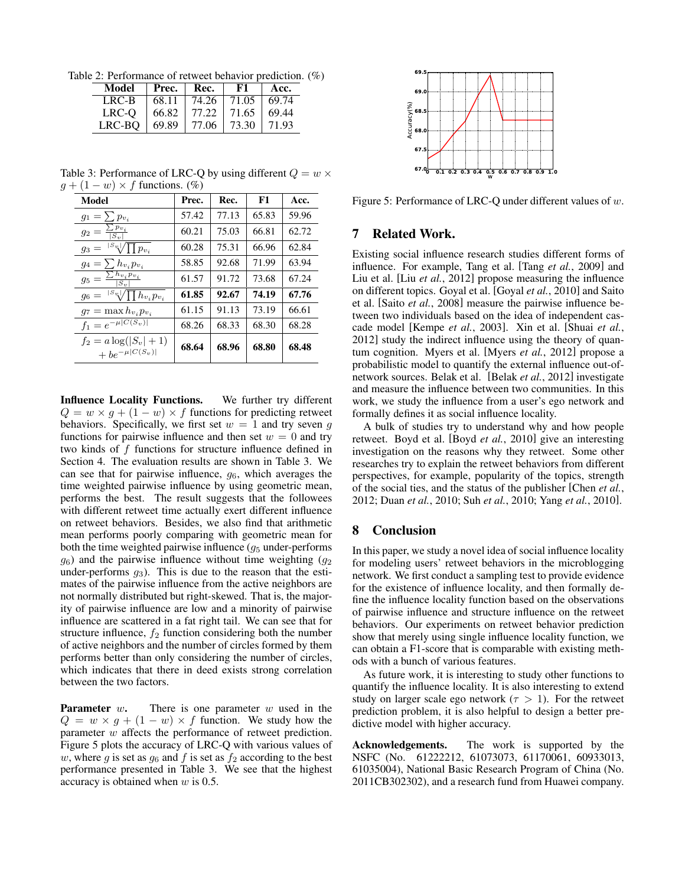Table 2: Performance of retweet behavior prediction. (%)

| Model | Prec. | Rec. | F1 | Acc. |
|---|---|---|---|---|
| LRC-B | 68.11 | 74.26 | 71.05 | 69.74 |
| LRC-Q | 66.82 | 77.22 | 71.65 | 69.44 |
| LRC-BQ | 69.89 | 77.06 | 73.30 | 71.93 |

Table 3: Performance of LRC-Q by using different $Q = w \times g + (1 - w) \times f$ functions. (%)

| Model | Prec. | Rec. | F1 | Acc. |
|---|---|---|---|---|
| $g_1 = \sum p_{v_i}$ | 57.42 | 77.13 | 65.83 | 59.96 |
| $g_2 = \frac{\sum p_{v_i}}{\lvert S_v \rvert}$ | 60.21 | 75.03 | 66.81 | 62.72 |
| $g_3 = \sqrt[\lvert S_v \rvert]{\prod p_{v_i}}$ | 60.28 | 75.31 | 66.96 | 62.84 |
| $g_4 = \sum h_{v_i} p_{v_i}$ | 58.85 | 92.68 | 71.99 | 63.94 |
| $g_5 = \frac{\sum h_{v_i} p_{v_i}}{\lvert S_v \rvert}$ | 61.57 | 91.72 | 73.68 | 67.24 |
| $g_6 = \sqrt[\lvert S_v \rvert]{\prod h_{v_i} p_{v_i}}$ | **61.85** | **92.67** | **74.19** | **67.76** |
| $g_7 = \max h_{v_i} p_{v_i}$ | 61.15 | 91.13 | 73.19 | 66.61 |
| $f_1 = e^{-\mu \lvert C(S_v) \rvert}$ | 68.26 | 68.33 | 68.30 | 68.28 |
| $f_2 = a \log(\lvert S_v \rvert + 1) + b e^{-\mu \lvert C(S_v) \rvert}$ | **68.64** | **68.96** | **68.80** | **68.48** |

**Influence Locality Functions.** We further try different $Q = w \times g + (1 - w) \times f$ functions for predicting retweet behaviors. Specifically, we first set $w = 1$ and try seven $g$ functions for pairwise influence and then set $w = 0$ and try two kinds of $f$ functions for structure influence defined in Section 4. The evaluation results are shown in Table 3. We can see that for pairwise influence, $g_6$, which averages the time weighted pairwise influence by using geometric mean, performs the best. The result suggests that the followees with different retweet time actually exert different influence on retweet behaviors. Besides, we also find that arithmetic mean performs poorly comparing with geometric mean for both the time weighted pairwise influence ($g_5$ under-performs $g_6$) and the pairwise influence without time weighting ($g_2$ under-performs $g_3$). This is due to the reason that the estimates of the pairwise influence from the active neighbors are not normally distributed but right-skewed. That is, the majority of pairwise influence are low and a minority of pairwise influence are scattered in a fat right tail. We can see that for structure influence, $f_2$ function considering both the number of active neighbors and the number of circles formed by them performs better than only considering the number of circles, which indicates that there in deed exists strong correlation between the two factors.

**Parameter** $w$. There is one parameter $w$ used in the $Q = w \times g + (1 - w) \times f$ function. We study how the parameter $w$ affects the performance of retweet prediction. Figure 5 plots the accuracy of LRC-Q with various values of $w$, where $g$ is set as $g_6$ and $f$ is set as $f_2$ according to the best performance presented in Table 3. We see that the highest accuracy is obtained when $w$ is 0.5.

Figure 5: Performance of LRC-Q under different values of $w$.

## 7 Related Work.

Existing social influence research studies different forms of influence. For example, Tang et al. [Tang *et al.*, 2009] and Liu et al. [Liu *et al.*, 2012] propose measuring the influence on different topics. Goyal et al. [Goyal *et al.*, 2010] and Saito et al. [Saito *et al.*, 2008] measure the pairwise influence between two individuals based on the idea of independent cascade model [Kempe *et al.*, 2003]. Xin et al. [Shuai *et al.*, 2012] study the indirect influence using the theory of quantum cognition. Myers et al. [Myers *et al.*, 2012] propose a probabilistic model to quantify the external influence out-of-network sources. Belak et al. [Belak *et al.*, 2012] investigate and measure the influence between two communities. In this work, we study the influence from a user's ego network and formally defines it as social influence locality.

A bulk of studies try to understand why and how people retweet. Boyd et al. [Boyd *et al.*, 2010] give an interesting investigation on the reasons why they retweet. Some other researches try to explain the retweet behaviors from different perspectives, for example, popularity of the topics, strength of the social ties, and the status of the publisher [Chen *et al.*, 2012; Duan *et al.*, 2010; Suh *et al.*, 2010; Yang *et al.*, 2010].

## 8 Conclusion

In this paper, we study a novel idea of social influence locality for modeling users' retweet behaviors in the microblogging network. We first conduct a sampling test to provide evidence for the existence of influence locality, and then formally define the influence locality function based on the observations of pairwise influence and structure influence on the retweet behaviors. Our experiments on retweet behavior prediction show that merely using single influence locality function, we can obtain a F1-score that is comparable with existing methods with a bunch of various features.

As future work, it is interesting to study other functions to quantify the influence locality. It is also interesting to extend study on larger scale ego network ($\tau > 1$). For the retweet prediction problem, it is also helpful to design a better predictive model with higher accuracy.

**Acknowledgements.** The work is supported by the NSFC (No. 61222212, 61073073, 61170061, 60933013, 61035004), National Basic Research Program of China (No. 2011CB302302), and a research fund from Huawei company.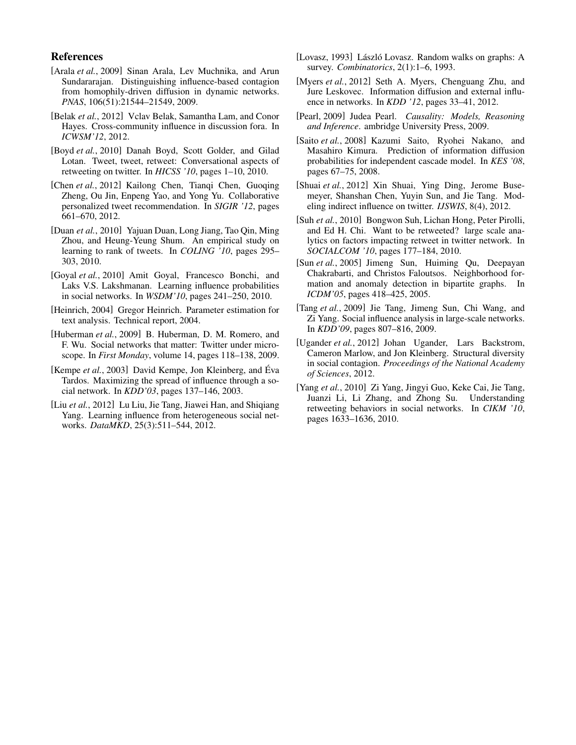## References

[Arala *et al.*, 2009] Sinan Arala, Lev Muchnika, and Arun Sundararajan. Distinguishing influence-based contagion from homophily-driven diffusion in dynamic networks. *PNAS*, 106(51):21544–21549, 2009.

[Belak *et al.*, 2012] Vclav Belak, Samantha Lam, and Conor Hayes. Cross-community influence in discussion fora. In *ICWSM'12*, 2012.

[Boyd *et al.*, 2010] Danah Boyd, Scott Golder, and Gilad Lotan. Tweet, tweet, retweet: Conversational aspects of retweeting on twitter. In *HICSS '10*, pages 1–10, 2010.

[Chen *et al.*, 2012] Kailong Chen, Tianqi Chen, Guoqing Zheng, Ou Jin, Enpeng Yao, and Yong Yu. Collaborative personalized tweet recommendation. In *SIGIR '12*, pages 661–670, 2012.

[Duan *et al.*, 2010] Yajuan Duan, Long Jiang, Tao Qin, Ming Zhou, and Heung-Yeung Shum. An empirical study on learning to rank of tweets. In *COLING '10*, pages 295–303, 2010.

[Goyal *et al.*, 2010] Amit Goyal, Francesco Bonchi, and Laks V.S. Lakshmanan. Learning influence probabilities in social networks. In *WSDM'10*, pages 241–250, 2010.

[Heinrich, 2004] Gregor Heinrich. Parameter estimation for text analysis. Technical report, 2004.

[Huberman *et al.*, 2009] B. Huberman, D. M. Romero, and F. Wu. Social networks that matter: Twitter under microscope. In *First Monday*, volume 14, pages 118–138, 2009.

[Kempe *et al.*, 2003] David Kempe, Jon Kleinberg, and Éva Tardos. Maximizing the spread of influence through a social network. In *KDD'03*, pages 137–146, 2003.

[Liu *et al.*, 2012] Lu Liu, Jie Tang, Jiawei Han, and Shiqiang Yang. Learning influence from heterogeneous social networks. *DataMKD*, 25(3):511–544, 2012.

[Lovasz, 1993] László Lovasz. Random walks on graphs: A survey. *Combinatorics*, 2(1):1–6, 1993.

[Myers *et al.*, 2012] Seth A. Myers, Chenguang Zhu, and Jure Leskovec. Information diffusion and external influence in networks. In *KDD '12*, pages 33–41, 2012.

[Pearl, 2009] Judea Pearl. *Causality: Models, Reasoning and Inference*. ambridge University Press, 2009.

[Saito *et al.*, 2008] Kazumi Saito, Ryohei Nakano, and Masahiro Kimura. Prediction of information diffusion probabilities for independent cascade model. In *KES '08*, pages 67–75, 2008.

[Shuai *et al.*, 2012] Xin Shuai, Ying Ding, Jerome Busemeyer, Shanshan Chen, Yuyin Sun, and Jie Tang. Modeling indirect influence on twitter. *IJSWIS*, 8(4), 2012.

[Suh *et al.*, 2010] Bongwon Suh, Lichan Hong, Peter Pirolli, and Ed H. Chi. Want to be retweeted? large scale analytics on factors impacting retweet in twitter network. In *SOCIALCOM '10*, pages 177–184, 2010.

[Sun *et al.*, 2005] Jimeng Sun, Huiming Qu, Deepayan Chakrabarti, and Christos Faloutsos. Neighborhood formation and anomaly detection in bipartite graphs. In *ICDM'05*, pages 418–425, 2005.

[Tang *et al.*, 2009] Jie Tang, Jimeng Sun, Chi Wang, and Zi Yang. Social influence analysis in large-scale networks. In *KDD'09*, pages 807–816, 2009.

[Ugander *et al.*, 2012] Johan Ugander, Lars Backstrom, Cameron Marlow, and Jon Kleinberg. Structural diversity in social contagion. *Proceedings of the National Academy of Sciences*, 2012.

[Yang *et al.*, 2010] Zi Yang, Jingyi Guo, Keke Cai, Jie Tang, Juanzi Li, Li Zhang, and Zhong Su. Understanding retweeting behaviors in social networks. In *CIKM '10*, pages 1633–1636, 2010.